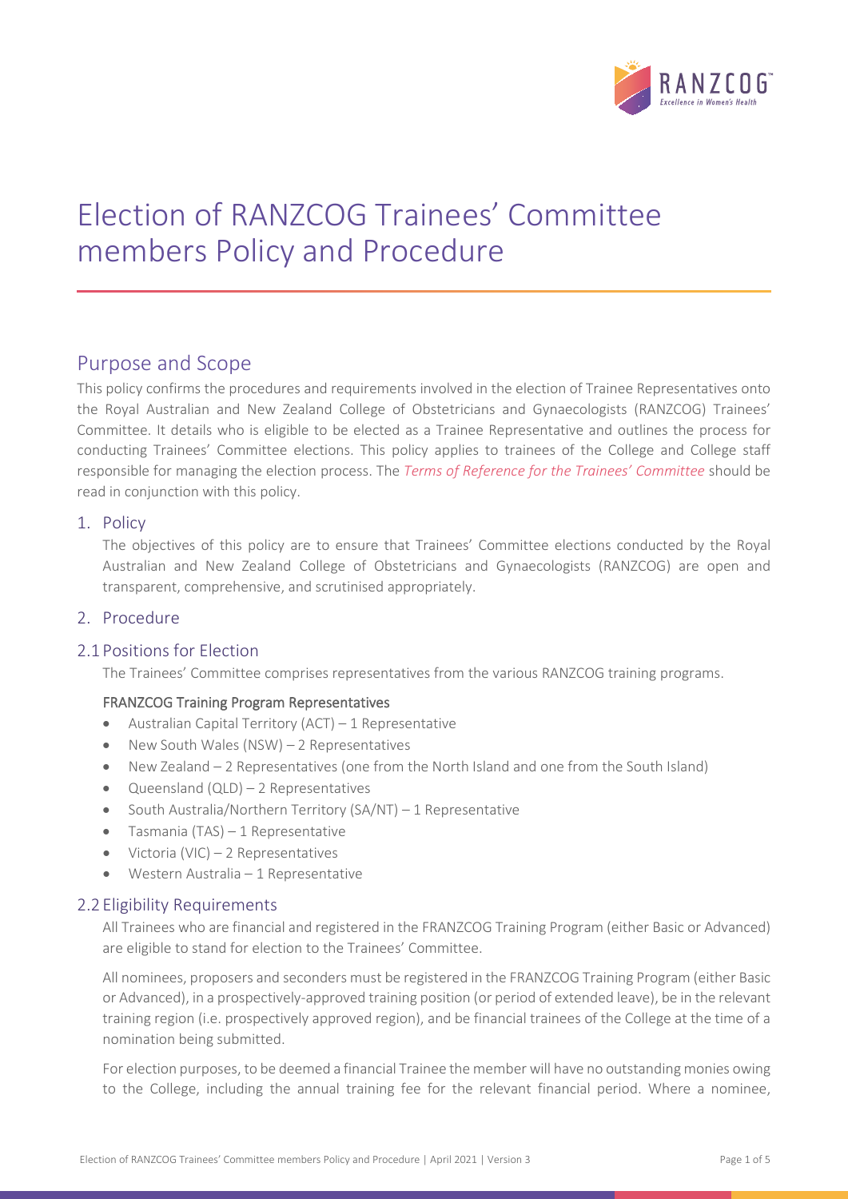／# Election of RANZCOG Trainees' Committee members Policy and Procedure

## Purpose and Scope

This policy confirms the procedures and requirements involved in the election of Trainee Representatives onto the Royal Australian and New Zealand College of Obstetricians and Gynaecologists (RANZCOG) Trainees' Committee. It details who is eligible to be elected as a Trainee Representative and outlines the process for conducting Trainees' Committee elections. This policy applies to trainees of the College and College staff responsible for managing the election process. The *Terms of Reference for the Trainees' Committee* should be read in conjunction with this policy.

## 1. Policy

The objectives of this policy are to ensure that Trainees' Committee elections conducted by the Royal Australian and New Zealand College of Obstetricians and Gynaecologists (RANZCOG) are open and transparent, comprehensive, and scrutinised appropriately.

## 2. Procedure

### 2.1 Positions for Election

The Trainees' Committee comprises representatives from the various RANZCOG training programs.

**FRANZCOG Training Program Representatives**

- Australian Capital Territory (ACT) – 1 Representative
- New South Wales (NSW) – 2 Representatives
- New Zealand – 2 Representatives (one from the North Island and one from the South Island)
- Queensland (QLD) – 2 Representatives
- South Australia/Northern Territory (SA/NT) – 1 Representative
- Tasmania (TAS) – 1 Representative
- Victoria (VIC) – 2 Representatives
- Western Australia – 1 Representative

### 2.2 Eligibility Requirements

All Trainees who are financial and registered in the FRANZCOG Training Program (either Basic or Advanced) are eligible to stand for election to the Trainees' Committee.

All nominees, proposers and seconders must be registered in the FRANZCOG Training Program (either Basic or Advanced), in a prospectively-approved training position (or period of extended leave), be in the relevant training region (i.e. prospectively approved region), and be financial trainees of the College at the time of a nomination being submitted.

For election purposes, to be deemed a financial Trainee the member will have no outstanding monies owing to the College, including the annual training fee for the relevant financial period. Where a nominee,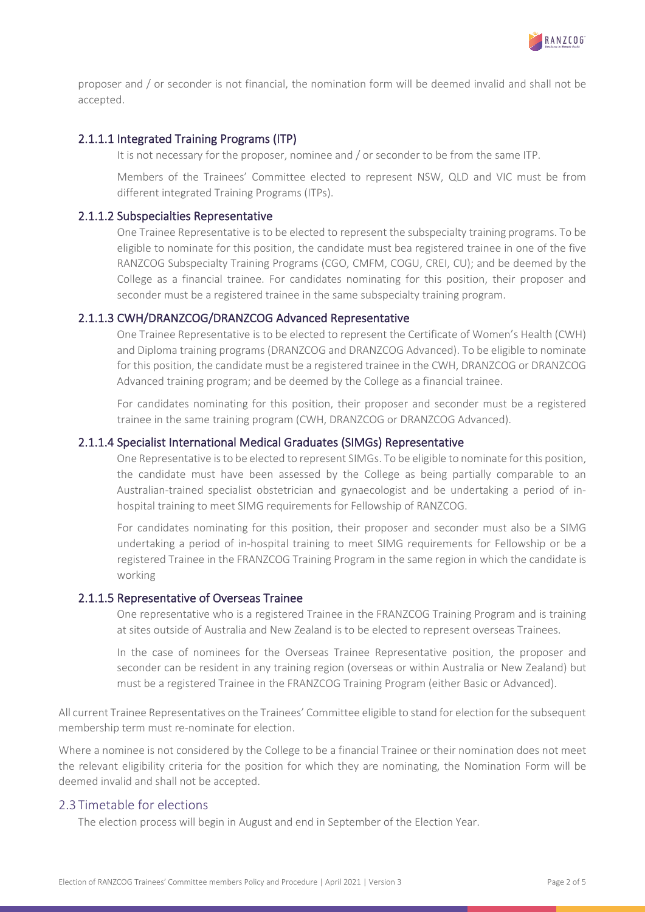proposer and / or seconder is not financial, the nomination form will be deemed invalid and shall not be accepted.

#### 2.1.1.1 Integrated Training Programs (ITP)

It is not necessary for the proposer, nominee and / or seconder to be from the same ITP.

Members of the Trainees' Committee elected to represent NSW, QLD and VIC must be from different integrated Training Programs (ITPs).

#### 2.1.1.2 Subspecialties Representative

One Trainee Representative is to be elected to represent the subspecialty training programs. To be eligible to nominate for this position, the candidate must bea registered trainee in one of the five RANZCOG Subspecialty Training Programs (CGO, CMFM, COGU, CREI, CU); and be deemed by the College as a financial trainee. For candidates nominating for this position, their proposer and seconder must be a registered trainee in the same subspecialty training program.

#### 2.1.1.3 CWH/DRANZCOG/DRANZCOG Advanced Representative

One Trainee Representative is to be elected to represent the Certificate of Women's Health (CWH) and Diploma training programs (DRANZCOG and DRANZCOG Advanced). To be eligible to nominate for this position, the candidate must be a registered trainee in the CWH, DRANZCOG or DRANZCOG Advanced training program; and be deemed by the College as a financial trainee.

For candidates nominating for this position, their proposer and seconder must be a registered trainee in the same training program (CWH, DRANZCOG or DRANZCOG Advanced).

#### 2.1.1.4 Specialist International Medical Graduates (SIMGs) Representative

One Representative is to be elected to represent SIMGs. To be eligible to nominate for this position, the candidate must have been assessed by the College as being partially comparable to an Australian-trained specialist obstetrician and gynaecologist and be undertaking a period of in-hospital training to meet SIMG requirements for Fellowship of RANZCOG.

For candidates nominating for this position, their proposer and seconder must also be a SIMG undertaking a period of in-hospital training to meet SIMG requirements for Fellowship or be a registered Trainee in the FRANZCOG Training Program in the same region in which the candidate is working

#### 2.1.1.5 Representative of Overseas Trainee

One representative who is a registered Trainee in the FRANZCOG Training Program and is training at sites outside of Australia and New Zealand is to be elected to represent overseas Trainees.

In the case of nominees for the Overseas Trainee Representative position, the proposer and seconder can be resident in any training region (overseas or within Australia or New Zealand) but must be a registered Trainee in the FRANZCOG Training Program (either Basic or Advanced).

All current Trainee Representatives on the Trainees' Committee eligible to stand for election for the subsequent membership term must re-nominate for election.

Where a nominee is not considered by the College to be a financial Trainee or their nomination does not meet the relevant eligibility criteria for the position for which they are nominating, the Nomination Form will be deemed invalid and shall not be accepted.

## 2.3 Timetable for elections

The election process will begin in August and end in September of the Election Year.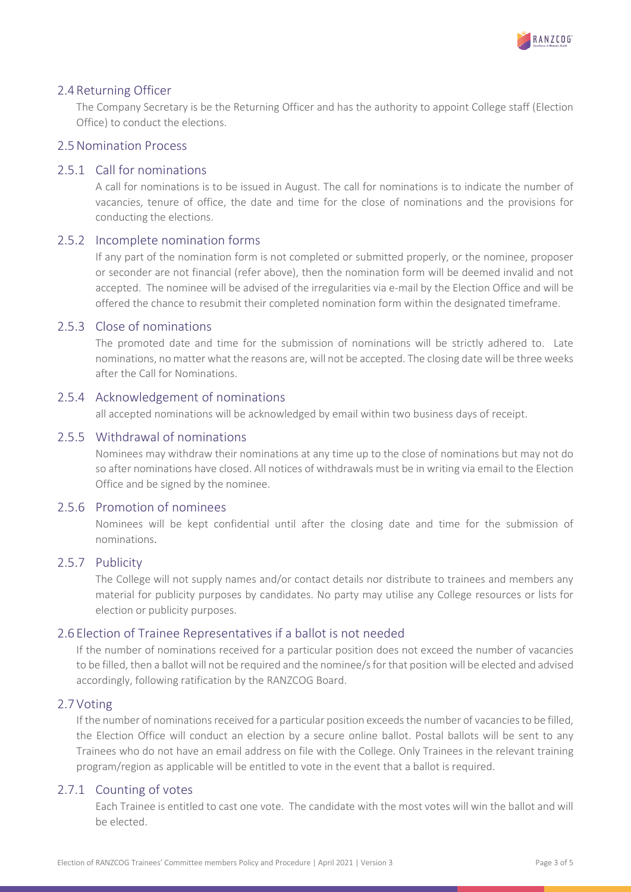## 2.4 Returning Officer

The Company Secretary is be the Returning Officer and has the authority to appoint College staff (Election Office) to conduct the elections.

## 2.5 Nomination Process

### 2.5.1 Call for nominations

A call for nominations is to be issued in August. The call for nominations is to indicate the number of vacancies, tenure of office, the date and time for the close of nominations and the provisions for conducting the elections.

### 2.5.2 Incomplete nomination forms

If any part of the nomination form is not completed or submitted properly, or the nominee, proposer or seconder are not financial (refer above), then the nomination form will be deemed invalid and not accepted. The nominee will be advised of the irregularities via e-mail by the Election Office and will be offered the chance to resubmit their completed nomination form within the designated timeframe.

### 2.5.3 Close of nominations

The promoted date and time for the submission of nominations will be strictly adhered to. Late nominations, no matter what the reasons are, will not be accepted. The closing date will be three weeks after the Call for Nominations.

### 2.5.4 Acknowledgement of nominations

all accepted nominations will be acknowledged by email within two business days of receipt.

### 2.5.5 Withdrawal of nominations

Nominees may withdraw their nominations at any time up to the close of nominations but may not do so after nominations have closed. All notices of withdrawals must be in writing via email to the Election Office and be signed by the nominee.

### 2.5.6 Promotion of nominees

Nominees will be kept confidential until after the closing date and time for the submission of nominations.

### 2.5.7 Publicity

The College will not supply names and/or contact details nor distribute to trainees and members any material for publicity purposes by candidates. No party may utilise any College resources or lists for election or publicity purposes.

## 2.6 Election of Trainee Representatives if a ballot is not needed

If the number of nominations received for a particular position does not exceed the number of vacancies to be filled, then a ballot will not be required and the nominee/s for that position will be elected and advised accordingly, following ratification by the RANZCOG Board.

## 2.7 Voting

If the number of nominations received for a particular position exceeds the number of vacancies to be filled, the Election Office will conduct an election by a secure online ballot. Postal ballots will be sent to any Trainees who do not have an email address on file with the College. Only Trainees in the relevant training program/region as applicable will be entitled to vote in the event that a ballot is required.

### 2.7.1 Counting of votes

Each Trainee is entitled to cast one vote. The candidate with the most votes will win the ballot and will be elected.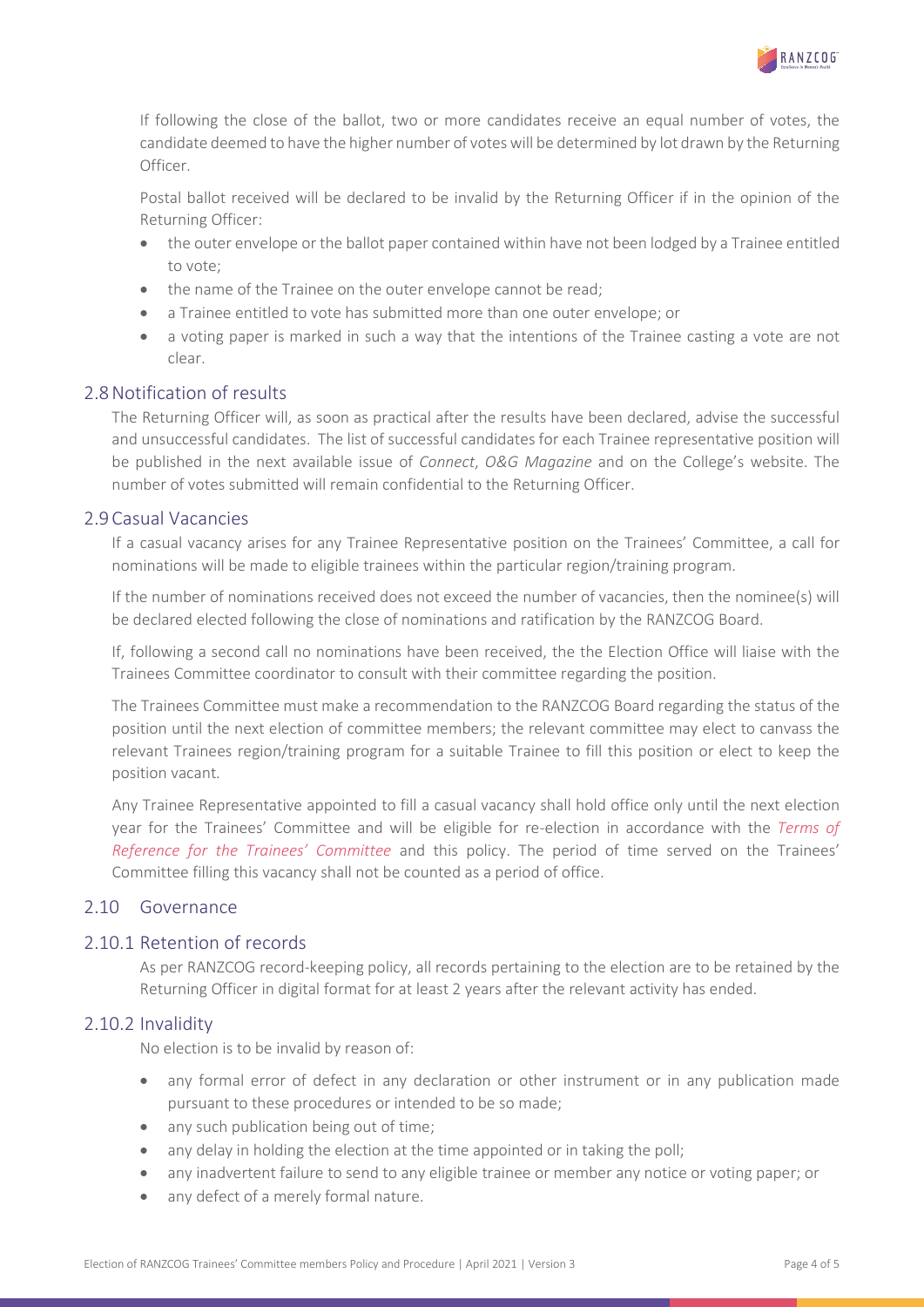If following the close of the ballot, two or more candidates receive an equal number of votes, the candidate deemed to have the higher number of votes will be determined by lot drawn by the Returning Officer.

Postal ballot received will be declared to be invalid by the Returning Officer if in the opinion of the Returning Officer:

- the outer envelope or the ballot paper contained within have not been lodged by a Trainee entitled to vote;
- the name of the Trainee on the outer envelope cannot be read;
- a Trainee entitled to vote has submitted more than one outer envelope; or
- a voting paper is marked in such a way that the intentions of the Trainee casting a vote are not clear.

## 2.8 Notification of results

The Returning Officer will, as soon as practical after the results have been declared, advise the successful and unsuccessful candidates. The list of successful candidates for each Trainee representative position will be published in the next available issue of *Connect*, *O&G Magazine* and on the College's website. The number of votes submitted will remain confidential to the Returning Officer.

## 2.9 Casual Vacancies

If a casual vacancy arises for any Trainee Representative position on the Trainees' Committee, a call for nominations will be made to eligible trainees within the particular region/training program.

If the number of nominations received does not exceed the number of vacancies, then the nominee(s) will be declared elected following the close of nominations and ratification by the RANZCOG Board.

If, following a second call no nominations have been received, the the Election Office will liaise with the Trainees Committee coordinator to consult with their committee regarding the position.

The Trainees Committee must make a recommendation to the RANZCOG Board regarding the status of the position until the next election of committee members; the relevant committee may elect to canvass the relevant Trainees region/training program for a suitable Trainee to fill this position or elect to keep the position vacant.

Any Trainee Representative appointed to fill a casual vacancy shall hold office only until the next election year for the Trainees' Committee and will be eligible for re-election in accordance with the *Terms of Reference for the Trainees' Committee* and this policy. The period of time served on the Trainees' Committee filling this vacancy shall not be counted as a period of office.

## 2.10 Governance

### 2.10.1 Retention of records

As per RANZCOG record-keeping policy, all records pertaining to the election are to be retained by the Returning Officer in digital format for at least 2 years after the relevant activity has ended.

### 2.10.2 Invalidity

No election is to be invalid by reason of:

- any formal error of defect in any declaration or other instrument or in any publication made pursuant to these procedures or intended to be so made;
- any such publication being out of time;
- any delay in holding the election at the time appointed or in taking the poll;
- any inadvertent failure to send to any eligible trainee or member any notice or voting paper; or
- any defect of a merely formal nature.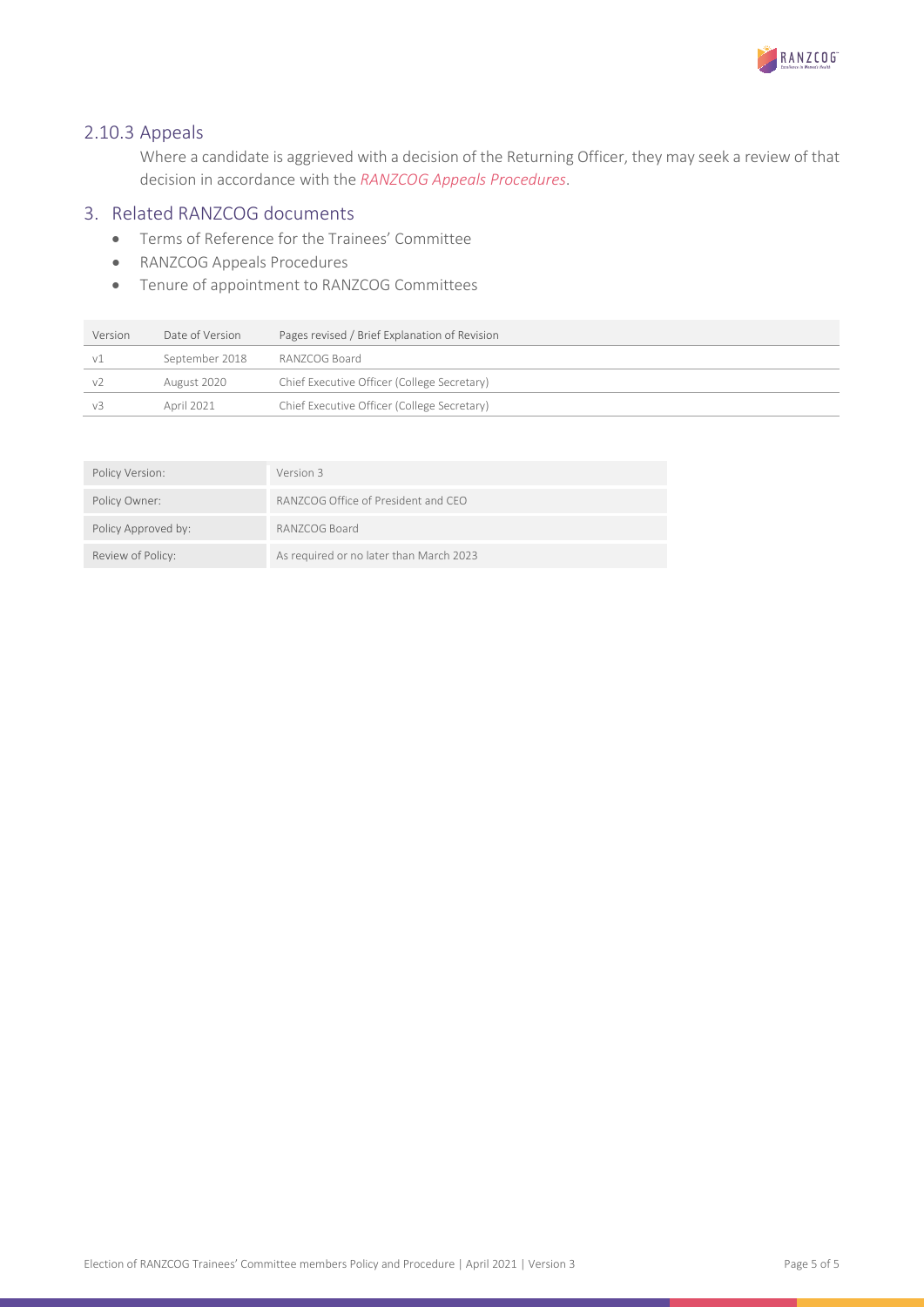### 2.10.3 Appeals

Where a candidate is aggrieved with a decision of the Returning Officer, they may seek a review of that decision in accordance with the *RANZCOG Appeals Procedures*.

## 3. Related RANZCOG documents

- Terms of Reference for the Trainees' Committee
- RANZCOG Appeals Procedures
- Tenure of appointment to RANZCOG Committees

| Version | Date of Version | Pages revised / Brief Explanation of Revision |
|---|---|---|
| v1 | September 2018 | RANZCOG Board |
| v2 | August 2020 | Chief Executive Officer (College Secretary) |
| v3 | April 2021 | Chief Executive Officer (College Secretary) |

| | |
|---|---|
| Policy Version: | Version 3 |
| Policy Owner: | RANZCOG Office of President and CEO |
| Policy Approved by: | RANZCOG Board |
| Review of Policy: | As required or no later than March 2023 |